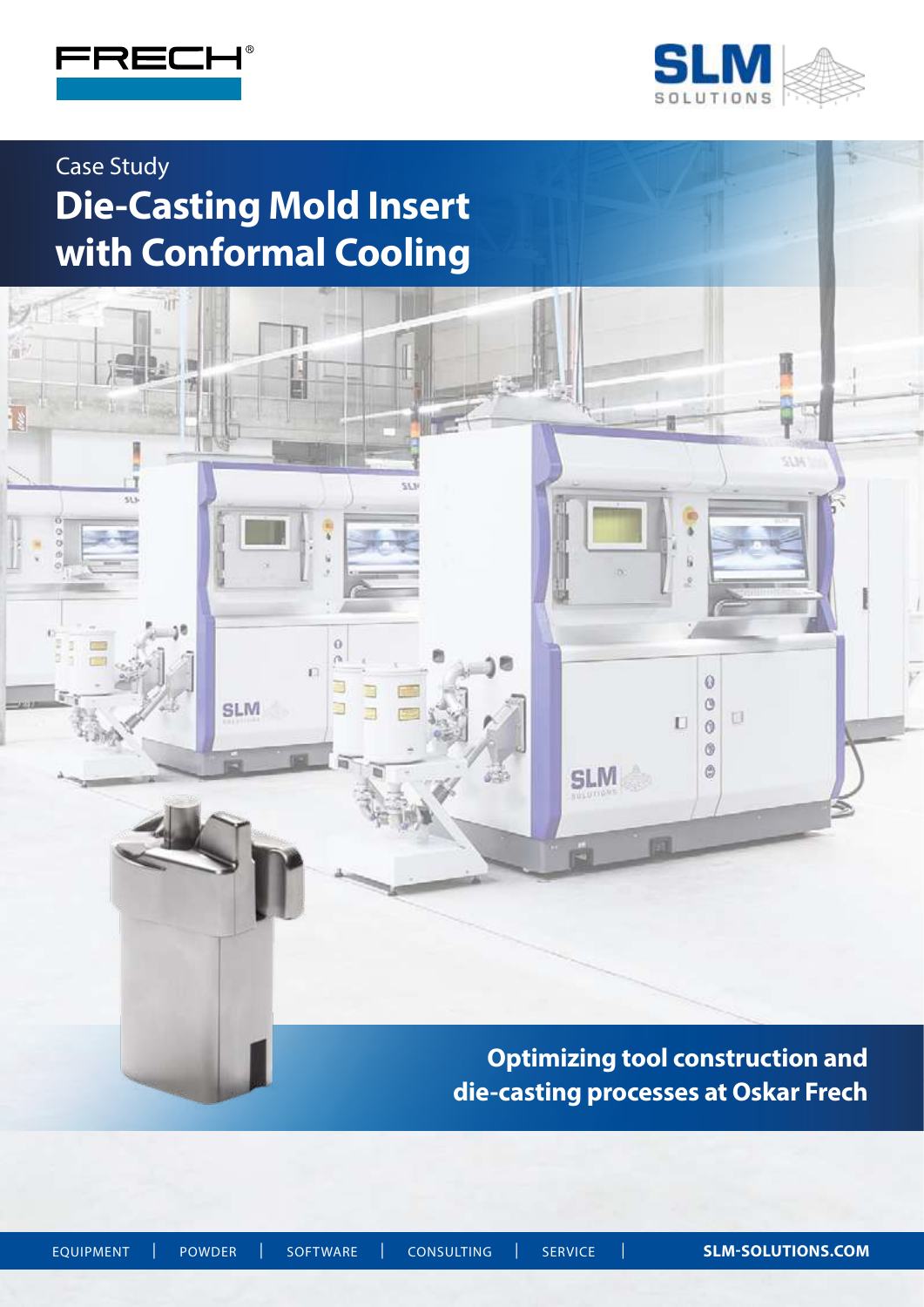Case Study

# Die-Casting Mold Insert with Conformal Cooling

**Optimizing tool construction and die-casting processes at Oskar Frech**

EQUIPMENT | POWDER | SOFTWARE | CONSULTING | SERVICE | **SLM-SOLUTIONS.COM**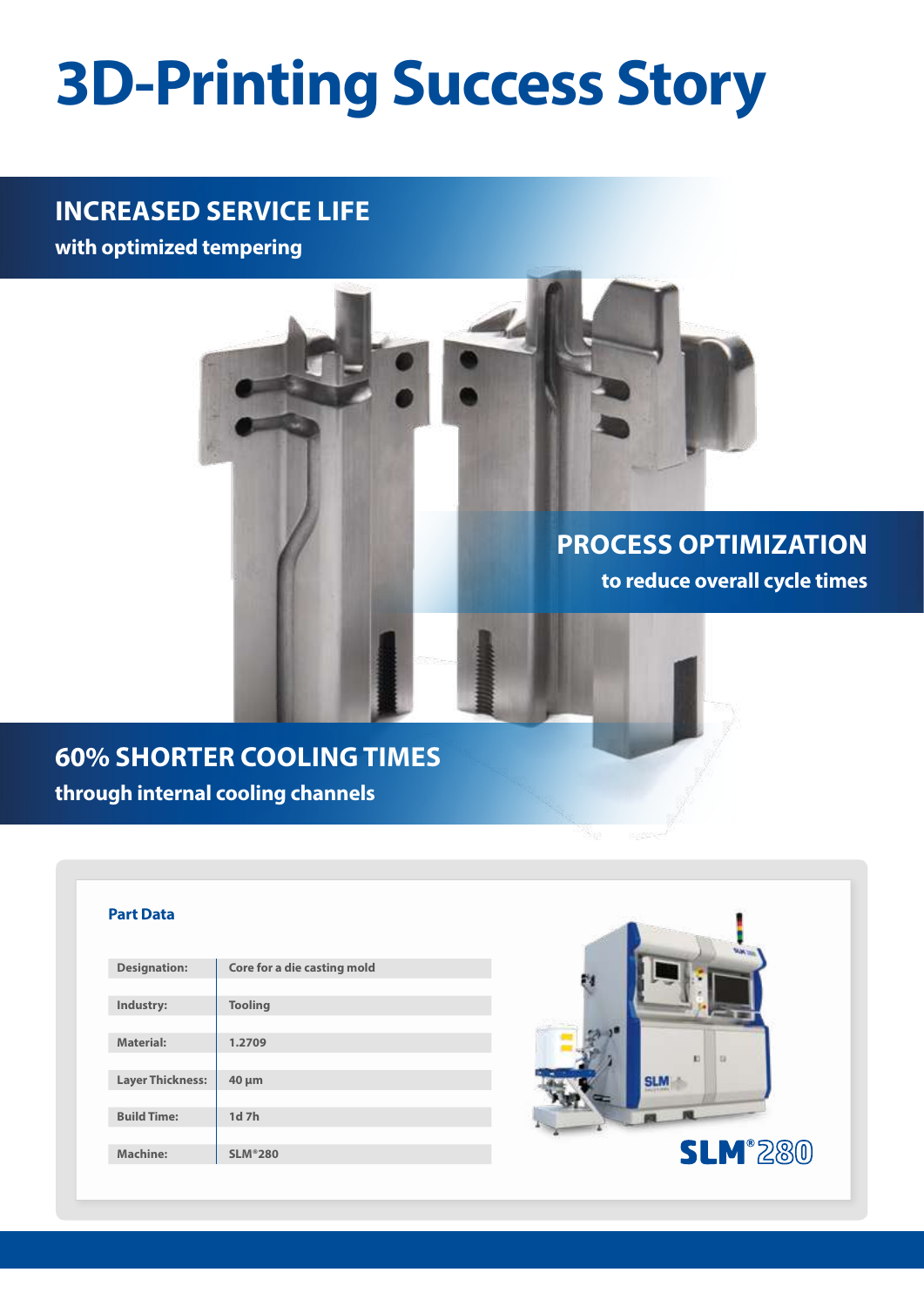# 3D-Printing Success Story

## INCREASED SERVICE LIFE

**with optimized tempering**

## PROCESS OPTIMIZATION

**to reduce overall cycle times**

## 60% SHORTER COOLING TIMES

**through internal cooling channels**

### Part Data

| | |
|---|---|
| **Designation:** | Core for a die casting mold |
| **Industry:** | Tooling |
| **Material:** | 1.2709 |
| **Layer Thickness:** | 40 µm |
| **Build Time:** | 1d 7h |
| **Machine:** | SLM®280 |

SLM®280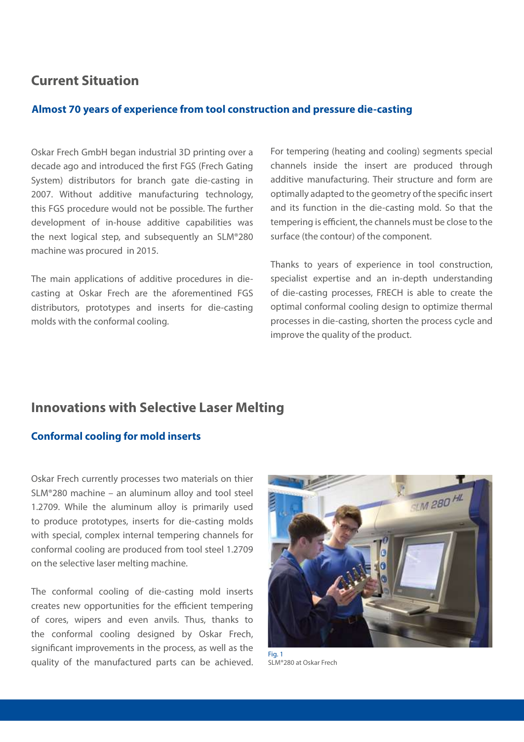## Current Situation

### Almost 70 years of experience from tool construction and pressure die-casting

Oskar Frech GmbH began industrial 3D printing over a decade ago and introduced the first FGS (Frech Gating System) distributors for branch gate die-casting in 2007. Without additive manufacturing technology, this FGS procedure would not be possible. The further development of in-house additive capabilities was the next logical step, and subsequently an SLM®280 machine was procured in 2015.

The main applications of additive procedures in die-casting at Oskar Frech are the aforementioned FGS distributors, prototypes and inserts for die-casting molds with the conformal cooling.

For tempering (heating and cooling) segments special channels inside the insert are produced through additive manufacturing. Their structure and form are optimally adapted to the geometry of the specific insert and its function in the die-casting mold. So that the tempering is efficient, the channels must be close to the surface (the contour) of the component.

Thanks to years of experience in tool construction, specialist expertise and an in-depth understanding of die-casting processes, FRECH is able to create the optimal conformal cooling design to optimize thermal processes in die-casting, shorten the process cycle and improve the quality of the product.

## Innovations with Selective Laser Melting

### Conformal cooling for mold inserts

Oskar Frech currently processes two materials on thier SLM®280 machine – an aluminum alloy and tool steel 1.2709. While the aluminum alloy is primarily used to produce prototypes, inserts for die-casting molds with special, complex internal tempering channels for conformal cooling are produced from tool steel 1.2709 on the selective laser melting machine.

The conformal cooling of die-casting mold inserts creates new opportunities for the efficient tempering of cores, wipers and even anvils. Thus, thanks to the conformal cooling designed by Oskar Frech, significant improvements in the process, as well as the quality of the manufactured parts can be achieved.

Fig. 1
SLM®280 at Oskar Frech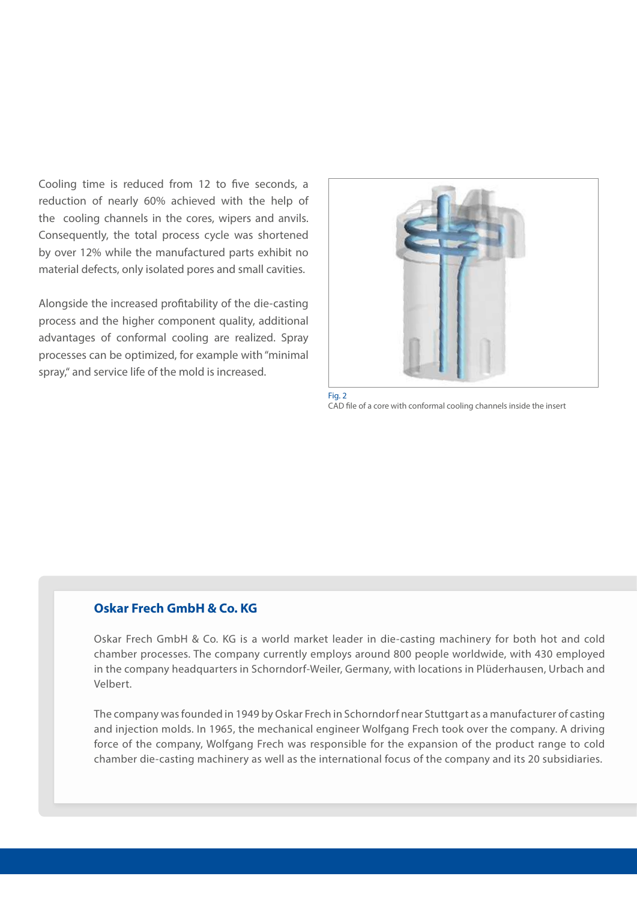Cooling time is reduced from 12 to five seconds, a reduction of nearly 60% achieved with the help of the cooling channels in the cores, wipers and anvils. Consequently, the total process cycle was shortened by over 12% while the manufactured parts exhibit no material defects, only isolated pores and small cavities.

Alongside the increased profitability of the die-casting process and the higher component quality, additional advantages of conformal cooling are realized. Spray processes can be optimized, for example with "minimal spray," and service life of the mold is increased.

Fig. 2
CAD file of a core with conformal cooling channels inside the insert

### Oskar Frech GmbH & Co. KG

Oskar Frech GmbH & Co. KG is a world market leader in die-casting machinery for both hot and cold chamber processes. The company currently employs around 800 people worldwide, with 430 employed in the company headquarters in Schorndorf-Weiler, Germany, with locations in Plüderhausen, Urbach and Velbert.

The company was founded in 1949 by Oskar Frech in Schorndorf near Stuttgart as a manufacturer of casting and injection molds. In 1965, the mechanical engineer Wolfgang Frech took over the company. A driving force of the company, Wolfgang Frech was responsible for the expansion of the product range to cold chamber die-casting machinery as well as the international focus of the company and its 20 subsidiaries.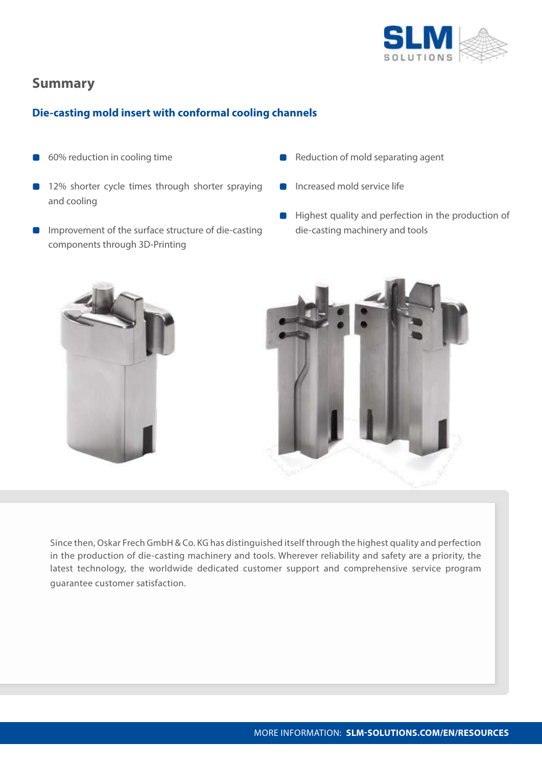## Summary

### Die-casting mold insert with conformal cooling channels

- 60% reduction in cooling time
- 12% shorter cycle times through shorter spraying and cooling
- Improvement of the surface structure of die-casting components through 3D-Printing
- Reduction of mold separating agent
- Increased mold service life
- Highest quality and perfection in the production of die-casting machinery and tools

Since then, Oskar Frech GmbH & Co. KG has distinguished itself through the highest quality and perfection in the production of die-casting machinery and tools. Wherever reliability and safety are a priority, the latest technology, the worldwide dedicated customer support and comprehensive service program guarantee customer satisfaction.

MORE INFORMATION: **SLM-SOLUTIONS.COM/EN/RESOURCES**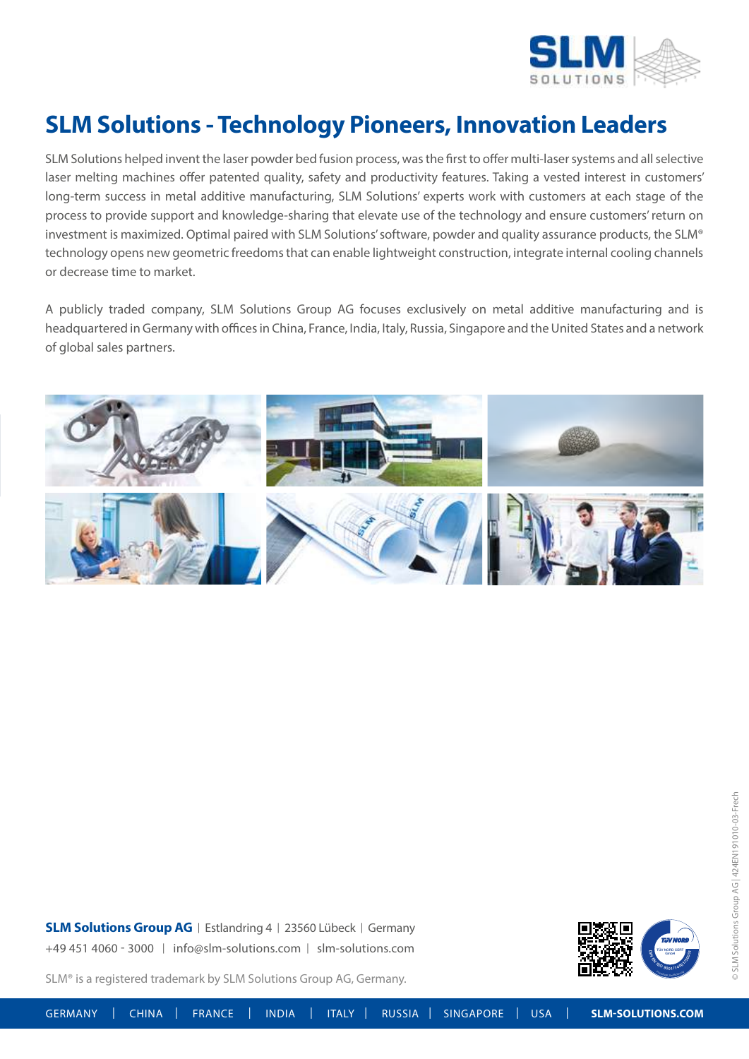# SLM Solutions - Technology Pioneers, Innovation Leaders

SLM Solutions helped invent the laser powder bed fusion process, was the first to offer multi-laser systems and all selective laser melting machines offer patented quality, safety and productivity features. Taking a vested interest in customers' long-term success in metal additive manufacturing, SLM Solutions' experts work with customers at each stage of the process to provide support and knowledge-sharing that elevate use of the technology and ensure customers' return on investment is maximized. Optimal paired with SLM Solutions' software, powder and quality assurance products, the SLM® technology opens new geometric freedoms that can enable lightweight construction, integrate internal cooling channels or decrease time to market.

A publicly traded company, SLM Solutions Group AG focuses exclusively on metal additive manufacturing and is headquartered in Germany with offices in China, France, India, Italy, Russia, Singapore and the United States and a network of global sales partners.

**SLM Solutions Group AG** | Estlandring 4 | 23560 Lübeck | Germany
+49 451 4060 - 3000 | info@slm-solutions.com | slm-solutions.com

SLM® is a registered trademark by SLM Solutions Group AG, Germany.

© SLM Solutions Group AG | 424EN191010-03-Frech

GERMANY | CHINA | FRANCE | INDIA | ITALY | RUSSIA | SINGAPORE | USA | **SLM-SOLUTIONS.COM**